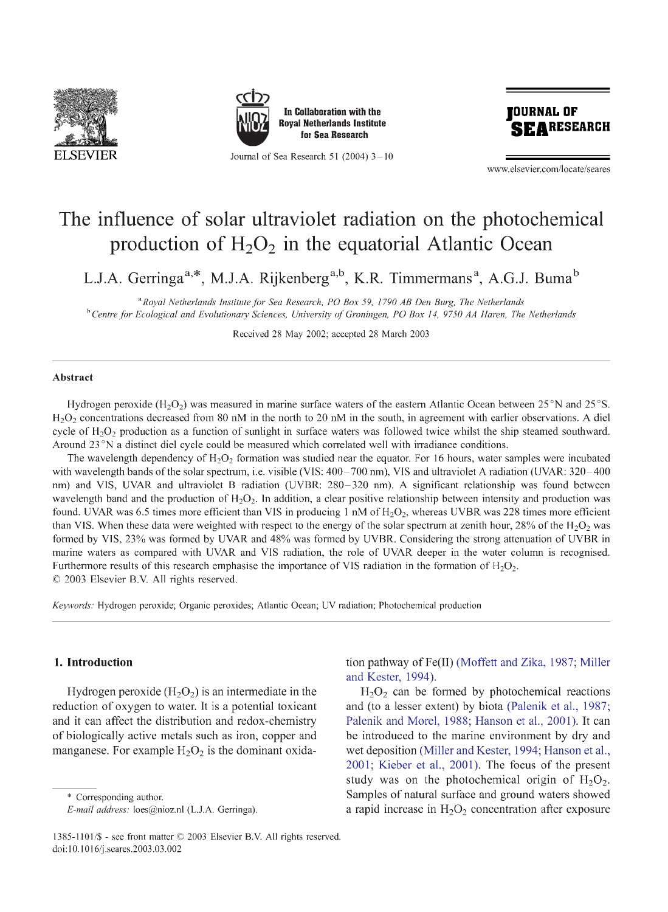# The influence of solar ultraviolet radiation on the photochemical production of $H_2O_2$ in the equatorial Atlantic Ocean

L.J.A. Gerringa[a,*], M.J.A. Rijkenberg[a,b], K.R. Timmermans[a], A.G.J. Buma[b]

[a] *Royal Netherlands Institute for Sea Research, PO Box 59, 1790 AB Den Burg, The Netherlands*

[b] *Centre for Ecological and Evolutionary Sciences, University of Groningen, PO Box 14, 9750 AA Haren, The Netherlands*

Received 28 May 2002; accepted 28 March 2003

## Abstract

Hydrogen peroxide ($H_2O_2$) was measured in marine surface waters of the eastern Atlantic Ocean between 25°N and 25°S. $H_2O_2$ concentrations decreased from 80 nM in the north to 20 nM in the south, in agreement with earlier observations. A diel cycle of $H_2O_2$ production as a function of sunlight in surface waters was followed twice whilst the ship steamed southward. Around 23°N a distinct diel cycle could be measured which correlated well with irradiance conditions.

The wavelength dependency of $H_2O_2$ formation was studied near the equator. For 16 hours, water samples were incubated with wavelength bands of the solar spectrum, i.e. visible (VIS: 400–700 nm), VIS and ultraviolet A radiation (UVAR: 320–400 nm) and VIS, UVAR and ultraviolet B radiation (UVBR: 280–320 nm). A significant relationship was found between wavelength band and the production of $H_2O_2$. In addition, a clear positive relationship between intensity and production was found. UVAR was 6.5 times more efficient than VIS in producing 1 nM of $H_2O_2$, whereas UVBR was 228 times more efficient than VIS. When these data were weighted with respect to the energy of the solar spectrum at zenith hour, 28% of the $H_2O_2$ was formed by VIS, 23% was formed by UVAR and 48% was formed by UVBR. Considering the strong attenuation of UVBR in marine waters as compared with UVAR and VIS radiation, the role of UVAR deeper in the water column is recognised. Furthermore results of this research emphasise the importance of VIS radiation in the formation of $H_2O_2$.

© 2003 Elsevier B.V. All rights reserved.

*Keywords:* Hydrogen peroxide; Organic peroxides; Atlantic Ocean; UV radiation; Photochemical production

## 1. Introduction

Hydrogen peroxide ($H_2O_2$) is an intermediate in the reduction of oxygen to water. It is a potential toxicant and it can affect the distribution and redox-chemistry of biologically active metals such as iron, copper and manganese. For example $H_2O_2$ is the dominant oxidation pathway of Fe(II) (Moffett and Zika, 1987; Miller and Kester, 1994).

$H_2O_2$ can be formed by photochemical reactions and (to a lesser extent) by biota (Palenik et al., 1987; Palenik and Morel, 1988; Hanson et al., 2001). It can be introduced to the marine environment by dry and wet deposition (Miller and Kester, 1994; Hanson et al., 2001; Kieber et al., 2001). The focus of the present study was on the photochemical origin of $H_2O_2$. Samples of natural surface and ground waters showed a rapid increase in $H_2O_2$ concentration after exposure

\* Corresponding author.
*E-mail address:* loes@nioz.nl (L.J.A. Gerringa).

1385-1101/$ - see front matter © 2003 Elsevier B.V. All rights reserved.
doi:10.1016/j.seares.2003.03.002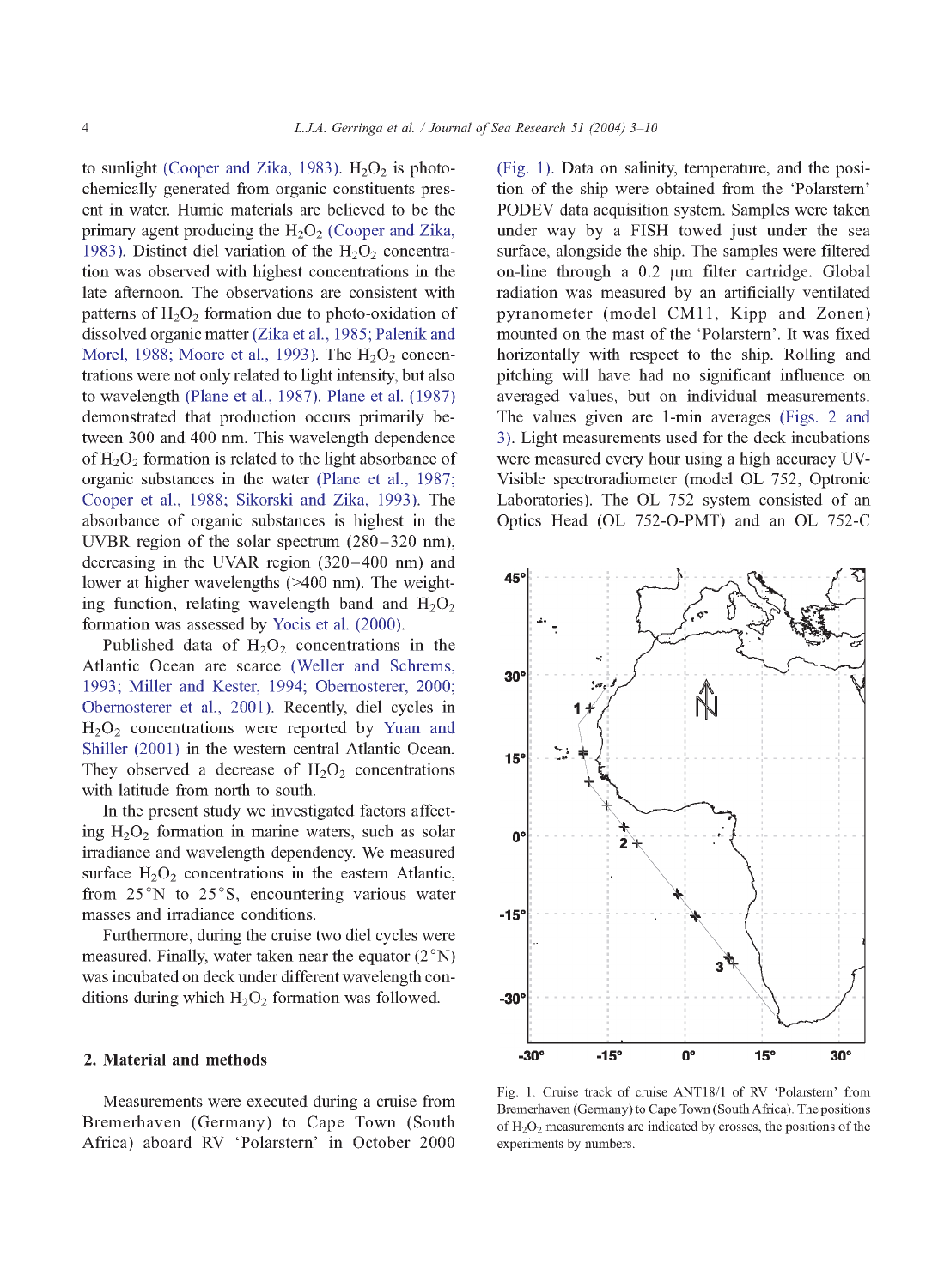to sunlight (Cooper and Zika, 1983). $H_2O_2$ is photochemically generated from organic constituents present in water. Humic materials are believed to be the primary agent producing the $H_2O_2$ (Cooper and Zika, 1983). Distinct diel variation of the $H_2O_2$ concentration was observed with highest concentrations in the late afternoon. The observations are consistent with patterns of $H_2O_2$ formation due to photo-oxidation of dissolved organic matter (Zika et al., 1985; Palenik and Morel, 1988; Moore et al., 1993). The $H_2O_2$ concentrations were not only related to light intensity, but also to wavelength (Plane et al., 1987). Plane et al. (1987) demonstrated that production occurs primarily between 300 and 400 nm. This wavelength dependence of $H_2O_2$ formation is related to the light absorbance of organic substances in the water (Plane et al., 1987; Cooper et al., 1988; Sikorski and Zika, 1993). The absorbance of organic substances is highest in the UVBR region of the solar spectrum (280–320 nm), decreasing in the UVAR region (320–400 nm) and lower at higher wavelengths (>400 nm). The weighting function, relating wavelength band and $H_2O_2$ formation was assessed by Yocis et al. (2000).

Published data of $H_2O_2$ concentrations in the Atlantic Ocean are scarce (Weller and Schrems, 1993; Miller and Kester, 1994; Obernosterer, 2000; Obernosterer et al., 2001). Recently, diel cycles in $H_2O_2$ concentrations were reported by Yuan and Shiller (2001) in the western central Atlantic Ocean. They observed a decrease of $H_2O_2$ concentrations with latitude from north to south.

In the present study we investigated factors affecting $H_2O_2$ formation in marine waters, such as solar irradiance and wavelength dependency. We measured surface $H_2O_2$ concentrations in the eastern Atlantic, from 25°N to 25°S, encountering various water masses and irradiance conditions.

Furthermore, during the cruise two diel cycles were measured. Finally, water taken near the equator (2°N) was incubated on deck under different wavelength conditions during which $H_2O_2$ formation was followed.

## 2. Material and methods

Measurements were executed during a cruise from Bremerhaven (Germany) to Cape Town (South Africa) aboard RV 'Polarstern' in October 2000 (Fig. 1). Data on salinity, temperature, and the position of the ship were obtained from the 'Polarstern' PODEV data acquisition system. Samples were taken under way by a FISH towed just under the sea surface, alongside the ship. The samples were filtered on-line through a 0.2 μm filter cartridge. Global radiation was measured by an artificially ventilated pyranometer (model CM11, Kipp and Zonen) mounted on the mast of the 'Polarstern'. It was fixed horizontally with respect to the ship. Rolling and pitching will have had no significant influence on averaged values, but on individual measurements. The values given are 1-min averages (Figs. 2 and 3). Light measurements used for the deck incubations were measured every hour using a high accuracy UV-Visible spectroradiometer (model OL 752, Optronic Laboratories). The OL 752 system consisted of an Optics Head (OL 752-O-PMT) and an OL 752-C

Fig. 1. Cruise track of cruise ANT18/1 of RV 'Polarstern' from Bremerhaven (Germany) to Cape Town (South Africa). The positions of $H_2O_2$ measurements are indicated by crosses, the positions of the experiments by numbers.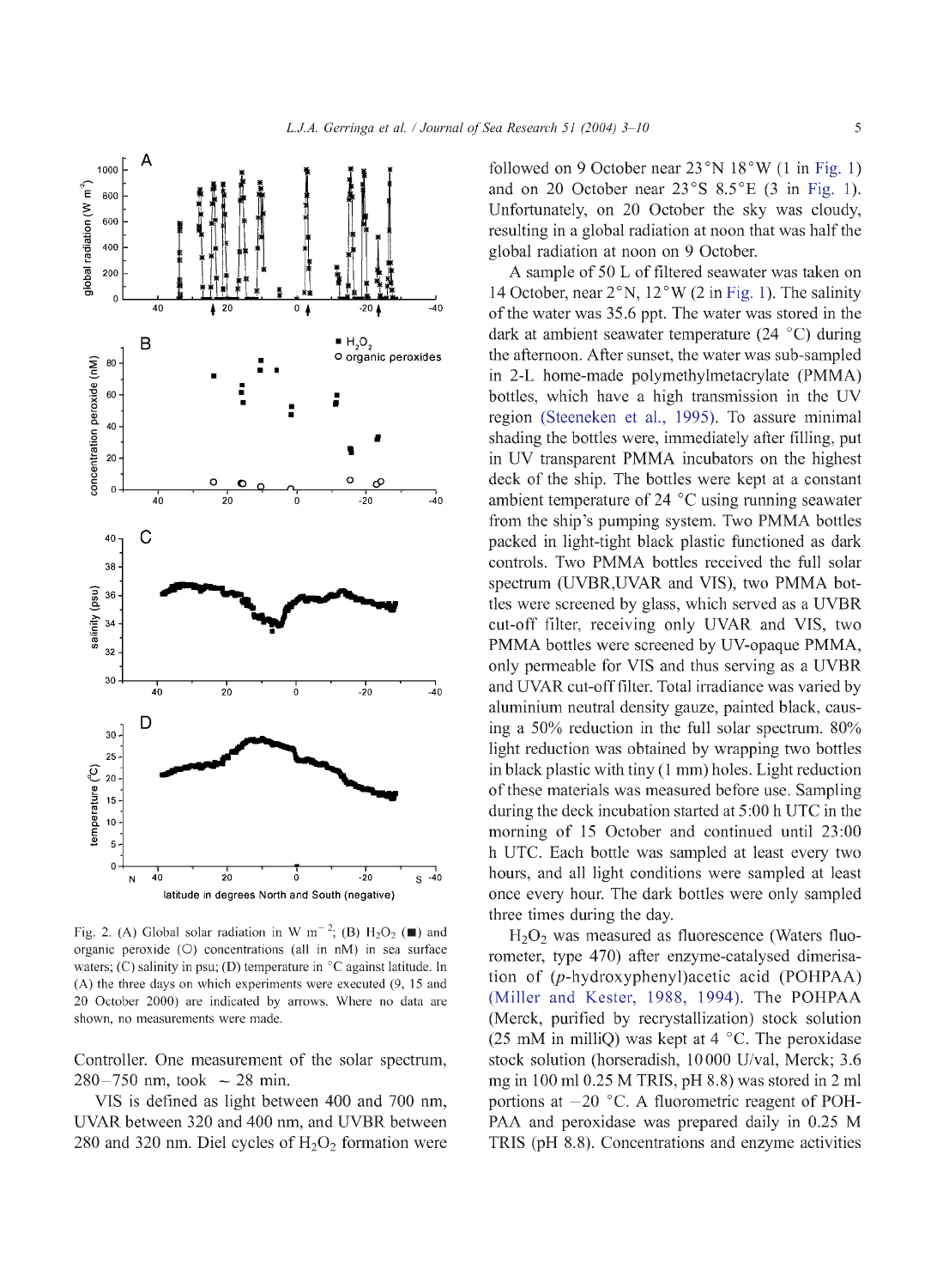Fig. 2. (A) Global solar radiation in W m$^{-2}$; (B) $H_2O_2$ (■) and organic peroxide (○) concentrations (all in nM) in sea surface waters; (C) salinity in psu; (D) temperature in °C against latitude. In (A) the three days on which experiments were executed (9, 15 and 20 October 2000) are indicated by arrows. Where no data are shown, no measurements were made.

Controller. One measurement of the solar spectrum, 280–750 nm, took ~ 28 min.

VIS is defined as light between 400 and 700 nm, UVAR between 320 and 400 nm, and UVBR between 280 and 320 nm. Diel cycles of $H_2O_2$ formation were followed on 9 October near 23°N 18°W (1 in Fig. 1) and on 20 October near 23°S 8.5°E (3 in Fig. 1). Unfortunately, on 20 October the sky was cloudy, resulting in a global radiation at noon that was half the global radiation at noon on 9 October.

A sample of 50 L of filtered seawater was taken on 14 October, near 2°N, 12°W (2 in Fig. 1). The salinity of the water was 35.6 ppt. The water was stored in the dark at ambient seawater temperature (24 °C) during the afternoon. After sunset, the water was sub-sampled in 2-L home-made polymethylmetacrylate (PMMA) bottles, which have a high transmission in the UV region (Steeneken et al., 1995). To assure minimal shading the bottles were, immediately after filling, put in UV transparent PMMA incubators on the highest deck of the ship. The bottles were kept at a constant ambient temperature of 24 °C using running seawater from the ship's pumping system. Two PMMA bottles packed in light-tight black plastic functioned as dark controls. Two PMMA bottles received the full solar spectrum (UVBR,UVAR and VIS), two PMMA bottles were screened by glass, which served as a UVBR cut-off filter, receiving only UVAR and VIS, two PMMA bottles were screened by UV-opaque PMMA, only permeable for VIS and thus serving as a UVBR and UVAR cut-off filter. Total irradiance was varied by aluminium neutral density gauze, painted black, causing a 50% reduction in the full solar spectrum. 80% light reduction was obtained by wrapping two bottles in black plastic with tiny (1 mm) holes. Light reduction of these materials was measured before use. Sampling during the deck incubation started at 5:00 h UTC in the morning of 15 October and continued until 23:00 h UTC. Each bottle was sampled at least every two hours, and all light conditions were sampled at least once every hour. The dark bottles were only sampled three times during the day.

$H_2O_2$ was measured as fluorescence (Waters fluorometer, type 470) after enzyme-catalysed dimerisation of (*p*-hydroxyphenyl)acetic acid (POHPAA) (Miller and Kester, 1988, 1994). The POHPAA (Merck, purified by recrystallization) stock solution (25 mM in milliQ) was kept at 4 °C. The peroxidase stock solution (horseradish, 10 000 U/val, Merck; 3.6 mg in 100 ml 0.25 M TRIS, pH 8.8) was stored in 2 ml portions at −20 °C. A fluorometric reagent of POHPAA and peroxidase was prepared daily in 0.25 M TRIS (pH 8.8). Concentrations and enzyme activities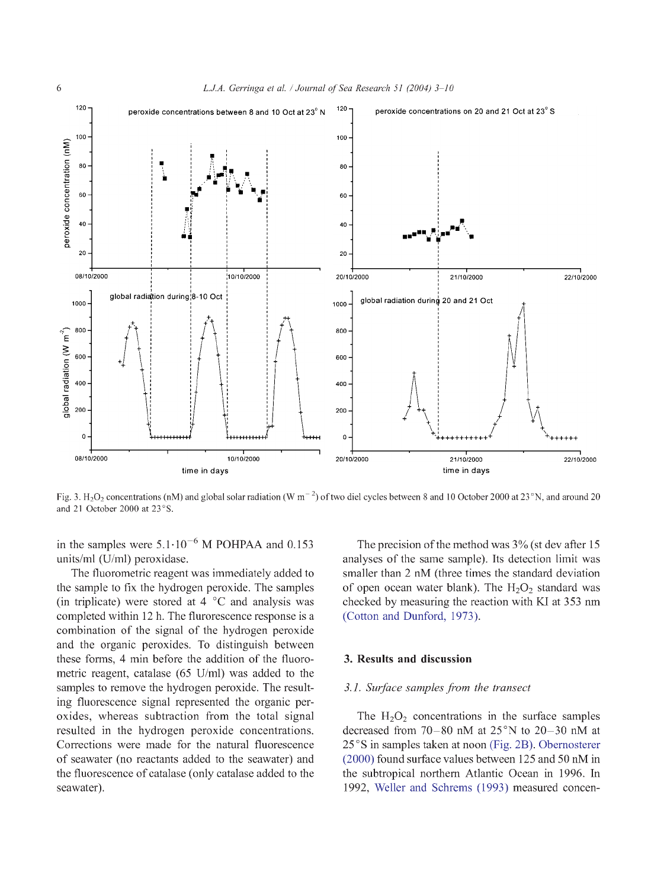Fig. 3. $H_2O_2$ concentrations (nM) and global solar radiation (W $m^{-2}$) of two diel cycles between 8 and 10 October 2000 at 23°N, and around 20 and 21 October 2000 at 23°S.

in the samples were $5.1 \cdot 10^{-6}$ M POHPAA and 0.153 units/ml (U/ml) peroxidase.

The fluorometric reagent was immediately added to the sample to fix the hydrogen peroxide. The samples (in triplicate) were stored at 4 °C and analysis was completed within 12 h. The flurorescence response is a combination of the signal of the hydrogen peroxide and the organic peroxides. To distinguish between these forms, 4 min before the addition of the fluorometric reagent, catalase (65 U/ml) was added to the samples to remove the hydrogen peroxide. The resulting fluorescence signal represented the organic peroxides, whereas subtraction from the total signal resulted in the hydrogen peroxide concentrations. Corrections were made for the natural fluorescence of seawater (no reactants added to the seawater) and the fluorescence of catalase (only catalase added to the seawater).

The precision of the method was 3% (st dev after 15 analyses of the same sample). Its detection limit was smaller than 2 nM (three times the standard deviation of open ocean water blank). The $H_2O_2$ standard was checked by measuring the reaction with KI at 353 nm (Cotton and Dunford, 1973).

## 3. Results and discussion

### 3.1. Surface samples from the transect

The $H_2O_2$ concentrations in the surface samples decreased from 70–80 nM at 25°N to 20–30 nM at 25°S in samples taken at noon (Fig. 2B). Obernosterer (2000) found surface values between 125 and 50 nM in the subtropical northern Atlantic Ocean in 1996. In 1992, Weller and Schrems (1993) measured concen-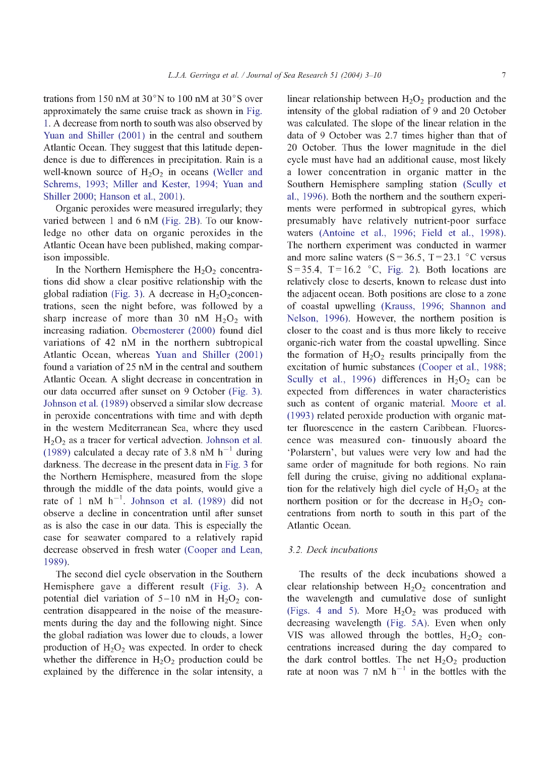trations from 150 nM at 30°N to 100 nM at 30°S over approximately the same cruise track as shown in Fig. 1. A decrease from north to south was also observed by Yuan and Shiller (2001) in the central and southern Atlantic Ocean. They suggest that this latitude dependence is due to differences in precipitation. Rain is a well-known source of $H_2O_2$ in oceans (Weller and Schrems, 1993; Miller and Kester, 1994; Yuan and Shiller 2000; Hanson et al., 2001).

Organic peroxides were measured irregularly; they varied between 1 and 6 nM (Fig. 2B). To our knowledge no other data on organic peroxides in the Atlantic Ocean have been published, making comparison impossible.

In the Northern Hemisphere the $H_2O_2$ concentrations did show a clear positive relationship with the global radiation (Fig. 3). A decrease in $H_2O_2$ concentrations, seen the night before, was followed by a sharp increase of more than 30 nM $H_2O_2$ with increasing radiation. Obernosterer (2000) found diel variations of 42 nM in the northern subtropical Atlantic Ocean, whereas Yuan and Shiller (2001) found a variation of 25 nM in the central and southern Atlantic Ocean. A slight decrease in concentration in our data occurred after sunset on 9 October (Fig. 3). Johnson et al. (1989) observed a similar slow decrease in peroxide concentrations with time and with depth in the western Mediterranean Sea, where they used $H_2O_2$ as a tracer for vertical advection. Johnson et al. (1989) calculated a decay rate of 3.8 nM $h^{-1}$ during darkness. The decrease in the present data in Fig. 3 for the Northern Hemisphere, measured from the slope through the middle of the data points, would give a rate of 1 nM $h^{-1}$. Johnson et al. (1989) did not observe a decline in concentration until after sunset as is also the case in our data. This is especially the case for seawater compared to a relatively rapid decrease observed in fresh water (Cooper and Lean, 1989).

The second diel cycle observation in the Southern Hemisphere gave a different result (Fig. 3). A potential diel variation of 5–10 nM in $H_2O_2$ concentration disappeared in the noise of the measurements during the day and the following night. Since the global radiation was lower due to clouds, a lower production of $H_2O_2$ was expected. In order to check whether the difference in $H_2O_2$ production could be explained by the difference in the solar intensity, a linear relationship between $H_2O_2$ production and the intensity of the global radiation of 9 and 20 October was calculated. The slope of the linear relation in the data of 9 October was 2.7 times higher than that of 20 October. Thus the lower magnitude in the diel cycle must have had an additional cause, most likely a lower concentration in organic matter in the Southern Hemisphere sampling station (Scully et al., 1996). Both the northern and the southern experiments were performed in subtropical gyres, which presumably have relatively nutrient-poor surface waters (Antoine et al., 1996; Field et al., 1998). The northern experiment was conducted in warmer and more saline waters (S = 36.5, T = 23.1 °C versus S = 35.4, T = 16.2 °C, Fig. 2). Both locations are relatively close to deserts, known to release dust into the adjacent ocean. Both positions are close to a zone of coastal upwelling (Krauss, 1996; Shannon and Nelson, 1996). However, the northern position is closer to the coast and is thus more likely to receive organic-rich water from the coastal upwelling. Since the formation of $H_2O_2$ results principally from the excitation of humic substances (Cooper et al., 1988; Scully et al., 1996) differences in $H_2O_2$ can be expected from differences in water characteristics such as content of organic material. Moore et al. (1993) related peroxide production with organic matter fluorescence in the eastern Caribbean. Fluorescence was measured con- tinuously aboard the 'Polarstern', but values were very low and had the same order of magnitude for both regions. No rain fell during the cruise, giving no additional explanation for the relatively high diel cycle of $H_2O_2$ at the northern position or for the decrease in $H_2O_2$ concentrations from north to south in this part of the Atlantic Ocean.

### 3.2. Deck incubations

The results of the deck incubations showed a clear relationship between $H_2O_2$ concentration and the wavelength and cumulative dose of sunlight (Figs. 4 and 5). More $H_2O_2$ was produced with decreasing wavelength (Fig. 5A). Even when only VIS was allowed through the bottles, $H_2O_2$ concentrations increased during the day compared to the dark control bottles. The net $H_2O_2$ production rate at noon was 7 nM $h^{-1}$ in the bottles with the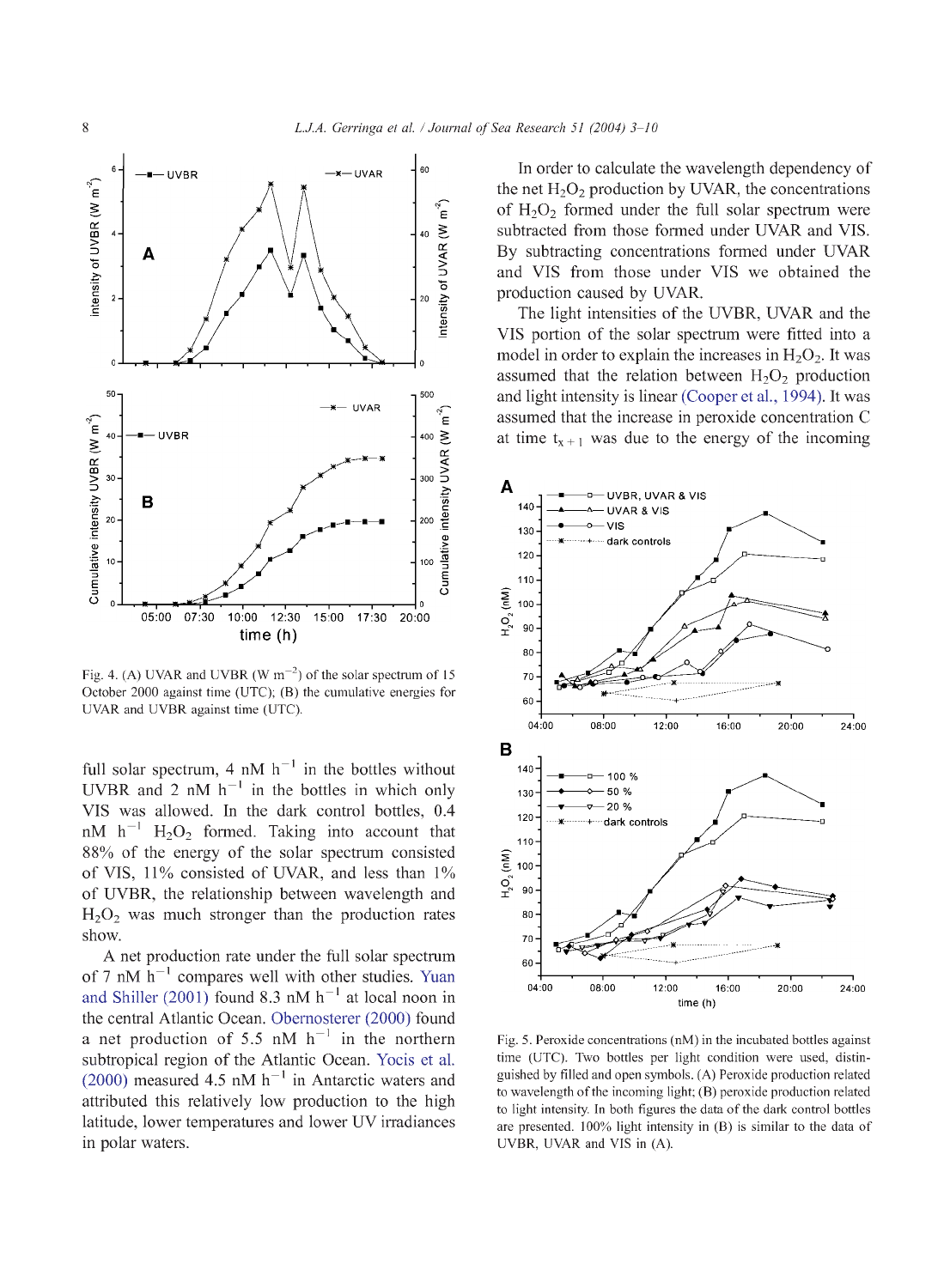Fig. 4. (A) UVAR and UVBR (W $m^{-2}$) of the solar spectrum of 15 October 2000 against time (UTC); (B) the cumulative energies for UVAR and UVBR against time (UTC).

full solar spectrum, 4 nM $h^{-1}$ in the bottles without UVBR and 2 nM $h^{-1}$ in the bottles in which only VIS was allowed. In the dark control bottles, 0.4 nM $h^{-1}$ $H_2O_2$ formed. Taking into account that 88% of the energy of the solar spectrum consisted of VIS, 11% consisted of UVAR, and less than 1% of UVBR, the relationship between wavelength and $H_2O_2$ was much stronger than the production rates show.

A net production rate under the full solar spectrum of 7 nM $h^{-1}$ compares well with other studies. Yuan and Shiller (2001) found 8.3 nM $h^{-1}$ at local noon in the central Atlantic Ocean. Obernosterer (2000) found a net production of 5.5 nM $h^{-1}$ in the northern subtropical region of the Atlantic Ocean. Yocis et al. (2000) measured 4.5 nM $h^{-1}$ in Antarctic waters and attributed this relatively low production to the high latitude, lower temperatures and lower UV irradiances in polar waters.

In order to calculate the wavelength dependency of the net $H_2O_2$ production by UVAR, the concentrations of $H_2O_2$ formed under the full solar spectrum were subtracted from those formed under UVAR and VIS. By subtracting concentrations formed under UVAR and VIS from those under VIS we obtained the production caused by UVAR.

The light intensities of the UVBR, UVAR and the VIS portion of the solar spectrum were fitted into a model in order to explain the increases in $H_2O_2$. It was assumed that the relation between $H_2O_2$ production and light intensity is linear (Cooper et al., 1994). It was assumed that the increase in peroxide concentration C at time $t_{x+1}$ was due to the energy of the incoming

Fig. 5. Peroxide concentrations (nM) in the incubated bottles against time (UTC). Two bottles per light condition were used, distinguished by filled and open symbols. (A) Peroxide production related to wavelength of the incoming light; (B) peroxide production related to light intensity. In both figures the data of the dark control bottles are presented. 100% light intensity in (B) is similar to the data of UVBR, UVAR and VIS in (A).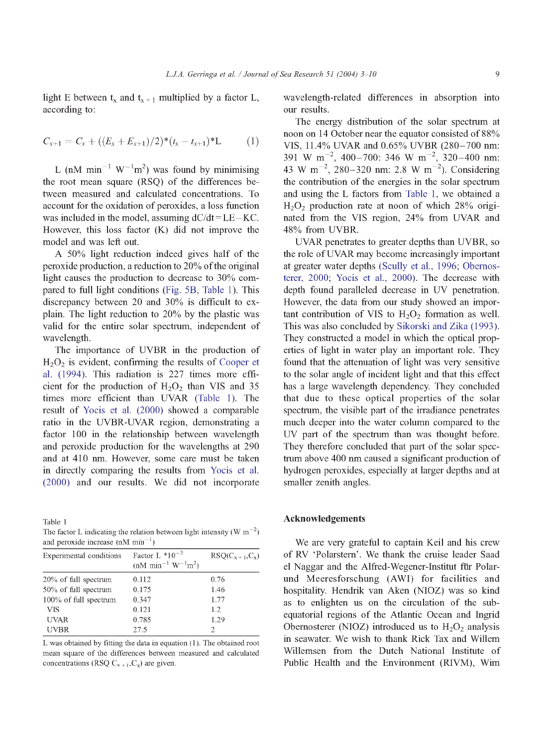light E between $t_x$ and $t_{x+1}$ multiplied by a factor L, according to:

$$C_{x+1} = C_x + ((E_x + E_{x+1})/2)*(t_x - t_{x+1})*L \qquad (1)$$

L (nM $min^{-1}$ $W^{-1}m^2$) was found by minimising the root mean square (RSQ) of the differences between measured and calculated concentrations. To account for the oxidation of peroxides, a loss function was included in the model, assuming $dC/dt = LE - KC$. However, this loss factor (K) did not improve the model and was left out.

A 50% light reduction indeed gives half of the peroxide production, a reduction to 20% of the original light causes the production to decrease to 30% compared to full light conditions (Fig. 5B, Table 1). This discrepancy between 20 and 30% is difficult to explain. The light reduction to 20% by the plastic was valid for the entire solar spectrum, independent of wavelength.

The importance of UVBR in the production of $H_2O_2$ is evident, confirming the results of Cooper et al. (1994). This radiation is 227 times more efficient for the production of $H_2O_2$ than VIS and 35 times more efficient than UVAR (Table 1). The result of Yocis et al. (2000) showed a comparable ratio in the UVBR-UVAR region, demonstrating a factor 100 in the relationship between wavelength and peroxide production for the wavelengths at 290 and at 410 nm. However, some care must be taken in directly comparing the results from Yocis et al. (2000) and our results. We did not incorporate wavelength-related differences in absorption into our results.

The energy distribution of the solar spectrum at noon on 14 October near the equator consisted of 88% VIS, 11.4% UVAR and 0.65% UVBR (280–700 nm: 391 W $m^{-2}$, 400–700: 346 W $m^{-2}$, 320–400 nm: 43 W $m^{-2}$, 280–320 nm: 2.8 W $m^{-2}$). Considering the contribution of the energies in the solar spectrum and using the L factors from Table 1, we obtained a $H_2O_2$ production rate at noon of which 28% originated from the VIS region, 24% from UVAR and 48% from UVBR.

UVAR penetrates to greater depths than UVBR, so the role of UVAR may become increasingly important at greater water depths (Scully et al., 1996; Obernosterer, 2000; Yocis et al., 2000). The decrease with depth found paralleled decrease in UV penetration. However, the data from our study showed an important contribution of VIS to $H_2O_2$ formation as well. This was also concluded by Sikorski and Zika (1993). They constructed a model in which the optical properties of light in water play an important role. They found that the attenuation of light was very sensitive to the solar angle of incident light and that this effect has a large wavelength dependency. They concluded that due to these optical properties of the solar spectrum, the visible part of the irradiance penetrates much deeper into the water column compared to the UV part of the spectrum than was thought before. They therefore concluded that part of the solar spectrum above 400 nm caused a significant production of hydrogen peroxides, especially at larger depths and at smaller zenith angles.

Table 1
The factor L indicating the relation between light intensity (W $m^{-2}$) and peroxide increase (nM $min^{-1}$)

| Experimental conditions | Factor L $*10^{-3}$ (nM $min^{-1}$ $W^{-1}m^2$) | RSQ($C_{x+1}$,$C_x$) |
|---|---|---|
| 20% of full spectrum | 0.112 | 0.76 |
| 50% of full spectrum | 0.175 | 1.46 |
| 100% of full spectrum | 0.347 | 1.77 |
| VIS | 0.121 | 1.2 |
| UVAR | 0.785 | 1.29 |
| UVBR | 27.5 | 2 |

L was obtained by fitting the data in equation (1). The obtained root mean square of the differences between measured and calculated concentrations (RSQ $C_{x+1}$,$C_x$) are given.

## Acknowledgements

We are very grateful to captain Keil and his crew of RV 'Polarstern'. We thank the cruise leader Saad el Naggar and the Alfred-Wegener-Institut für Polar- und Meeresforschung (AWI) for facilities and hospitality. Hendrik van Aken (NIOZ) was so kind as to enlighten us on the circulation of the sub-equatorial regions of the Atlantic Ocean and Ingrid Obernosterer (NIOZ) introduced us to $H_2O_2$ analysis in seawater. We wish to thank Rick Tax and Willem Willemsen from the Dutch National Institute of Public Health and the Environment (RIVM), Wim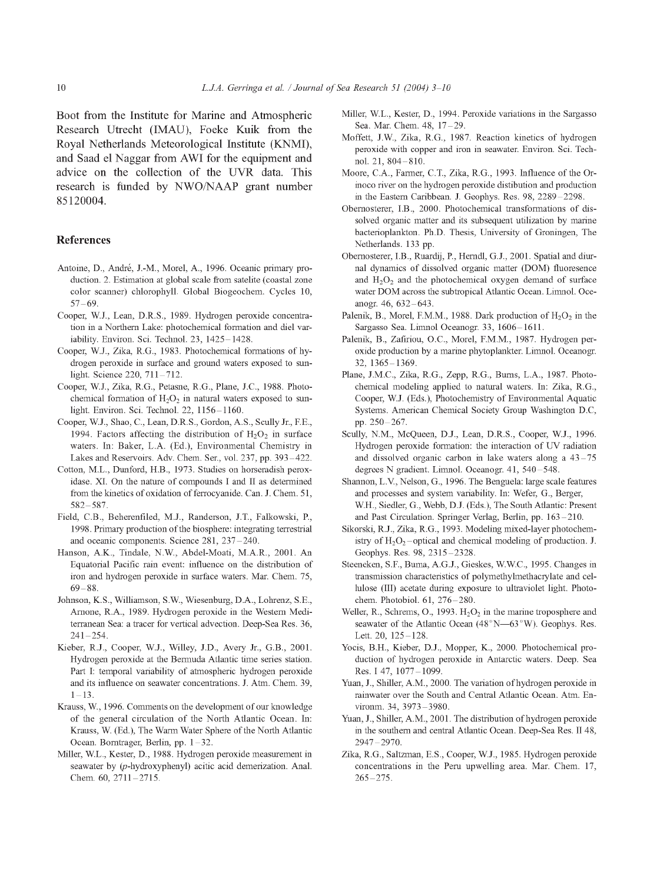Boot from the Institute for Marine and Atmospheric Research Utrecht (IMAU), Foeke Kuik from the Royal Netherlands Meteorological Institute (KNMI), and Saad el Naggar from AWI for the equipment and advice on the collection of the UVR data. This research is funded by NWO/NAAP grant number 85120004.

## References

Antoine, D., André, J.-M., Morel, A., 1996. Oceanic primary production. 2. Estimation at global scale from satelite (coastal zone color scanner) chlorophyll. Global Biogeochem. Cycles 10, 57–69.

Cooper, W.J., Lean, D.R.S., 1989. Hydrogen peroxide concentration in a Northern Lake: photochemical formation and diel variability. Environ. Sci. Technol. 23, 1425–1428.

Cooper, W.J., Zika, R.G., 1983. Photochemical formations of hydrogen peroxide in surface and ground waters exposed to sunlight. Science 220, 711–712.

Cooper, W.J., Zika, R.G., Petasne, R.G., Plane, J.C., 1988. Photochemical formation of $H_2O_2$ in natural waters exposed to sunlight. Environ. Sci. Technol. 22, 1156–1160.

Cooper, W.J., Shao, C., Lean, D.R.S., Gordon, A.S., Scully Jr., F.E., 1994. Factors affecting the distribution of $H_2O_2$ in surface waters. In: Baker, L.A. (Ed.), Environmental Chemistry in Lakes and Reservoirs. Adv. Chem. Ser., vol. 237, pp. 393–422.

Cotton, M.L., Dunford, H.B., 1973. Studies on horseradish peroxidase. XI. On the nature of compounds I and II as determined from the kinetics of oxidation of ferrocyanide. Can. J. Chem. 51, 582–587.

Field, C.B., Beherenfiled, M.J., Randerson, J.T., Falkowski, P., 1998. Primary production of the biosphere: integrating terrestrial and oceanic components. Science 281, 237–240.

Hanson, A.K., Tindale, N.W., Abdel-Moati, M.A.R., 2001. An Equatorial Pacific rain event: influence on the distribution of iron and hydrogen peroxide in surface waters. Mar. Chem. 75, 69–88.

Johnson, K.S., Williamson, S.W., Wiesenburg, D.A., Lohrenz, S.E., Arnone, R.A., 1989. Hydrogen peroxide in the Western Mediterranean Sea: a tracer for vertical advection. Deep-Sea Res. 36, 241–254.

Kieber, R.J., Cooper, W.J., Willey, J.D., Avery Jr., G.B., 2001. Hydrogen peroxide at the Bermuda Atlantic time series station. Part I: temporal variability of atmospheric hydrogen peroxide and its influence on seawater concentrations. J. Atm. Chem. 39, 1–13.

Krauss, W., 1996. Comments on the development of our knowledge of the general circulation of the North Atlantic Ocean. In: Krauss, W. (Ed.), The Warm Water Sphere of the North Atlantic Ocean. Borntrager, Berlin, pp. 1–32.

Miller, W.L., Kester, D., 1988. Hydrogen peroxide measurement in seawater by (*p*-hydroxyphenyl) acitic acid demerization. Anal. Chem. 60, 2711–2715.

Miller, W.L., Kester, D., 1994. Peroxide variations in the Sargasso Sea. Mar. Chem. 48, 17–29.

Moffett, J.W., Zika, R.G., 1987. Reaction kinetics of hydrogen peroxide with copper and iron in seawater. Environ. Sci. Technol. 21, 804–810.

Moore, C.A., Farmer, C.T., Zika, R.G., 1993. Influence of the Orinoco river on the hydrogen peroxide distibution and production in the Eastern Caribbean. J. Geophys. Res. 98, 2289–2298.

Obernosterer, I.B., 2000. Photochemical transformations of dissolved organic matter and its subsequent utilization by marine bacterioplankton. Ph.D. Thesis, University of Groningen, The Netherlands. 133 pp.

Obernosterer, I.B., Ruardij, P., Herndl, G.J., 2001. Spatial and diurnal dynamics of dissolved organic matter (DOM) fluoresence and $H_2O_2$ and the photochemical oxygen demand of surface water DOM across the subtropical Atlantic Ocean. Limnol. Oceanogr. 46, 632–643.

Palenik, B., Morel, F.M.M., 1988. Dark production of $H_2O_2$ in the Sargasso Sea. Limnol Oceanogr. 33, 1606–1611.

Palenik, B., Zafiriou, O.C., Morel, F.M.M., 1987. Hydrogen peroxide production by a marine phytoplankter. Limnol. Oceanogr. 32, 1365–1369.

Plane, J.M.C., Zika, R.G., Zepp, R.G., Burns, L.A., 1987. Photochemical modeling applied to natural waters. In: Zika, R.G., Cooper, W.J. (Eds.), Photochemistry of Environmental Aquatic Systems. American Chemical Society Group Washington D.C, pp. 250–267.

Scully, N.M., McQueen, D.J., Lean, D.R.S., Cooper, W.J., 1996. Hydrogen peroxide formation: the interaction of UV radiation and dissolved organic carbon in lake waters along a 43–75 degrees N gradient. Limnol. Oceanogr. 41, 540–548.

Shannon, L.V., Nelson, G., 1996. The Benguela: large scale features and processes and system variability. In: Wefer, G., Berger, W.H., Siedler, G., Webb, D.J. (Eds.), The South Atlantic: Present and Past Circulation. Springer Verlag, Berlin, pp. 163–210.

Sikorski, R.J., Zika, R.G., 1993. Modeling mixed-layer photochemistry of $H_2O_2$–optical and chemical modeling of production. J. Geophys. Res. 98, 2315–2328.

Steeneken, S.F., Buma, A.G.J., Gieskes, W.W.C., 1995. Changes in transmission characteristics of polymethylmethacrylate and cellulose (III) acetate during exposure to ultraviolet light. Photochem. Photobiol. 61, 276–280.

Weller, R., Schrems, O., 1993. $H_2O_2$ in the marine troposphere and seawater of the Atlantic Ocean (48°N—63°W). Geophys. Res. Lett. 20, 125–128.

Yocis, B.H., Kieber, D.J., Mopper, K., 2000. Photochemical production of hydrogen peroxide in Antarctic waters. Deep. Sea Res. I 47, 1077–1099.

Yuan, J., Shiller, A.M., 2000. The variation of hydrogen peroxide in rainwater over the South and Central Atlantic Ocean. Atm. Environm. 34, 3973–3980.

Yuan, J., Shiller, A.M., 2001. The distribution of hydrogen peroxide in the southern and central Atlantic Ocean. Deep-Sea Res. II 48, 2947–2970.

Zika, R.G., Saltzman, E.S., Cooper, W.J., 1985. Hydrogen peroxide concentrations in the Peru upwelling area. Mar. Chem. 17, 265–275.